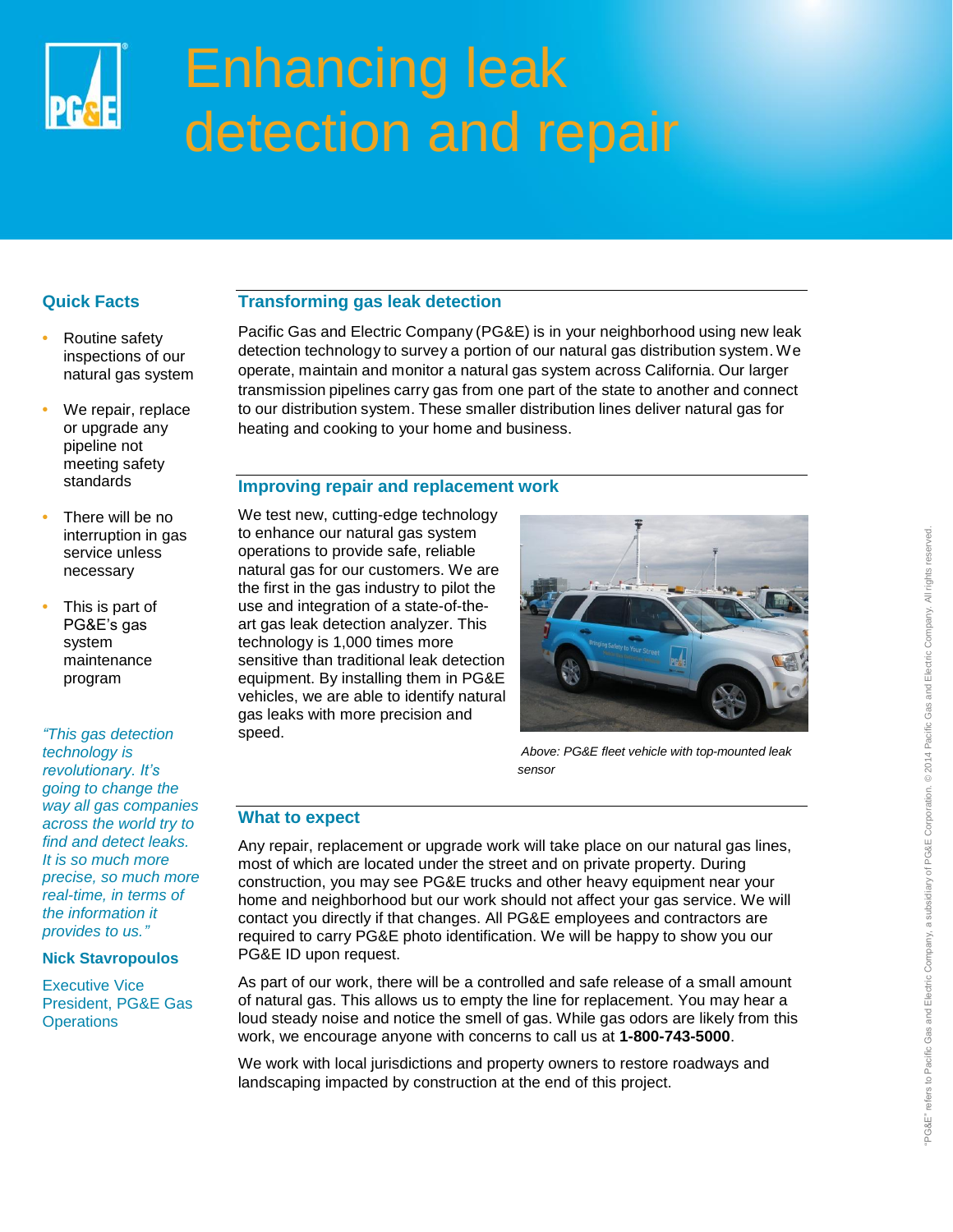# Enhancing leak detection and repair

## Quick Facts

- Routine safety inspections of our natural gas system
- We repair, replace or upgrade any pipeline not meeting safety standards
- There will be no interruption in gas service unless necessary
- This is part of PG&E's gas system maintenance program

*"This gas detection technology is revolutionary. It's going to change the way all gas companies across the world try to find and detect leaks. It is so much more precise, so much more real-time, in terms of the information it provides to us."*

**Nick Stavropoulos**

Executive Vice President, PG&E Gas Operations

## Transforming gas leak detection

Pacific Gas and Electric Company (PG&E) is in your neighborhood using new leak detection technology to survey a portion of our natural gas distribution system. We operate, maintain and monitor a natural gas system across California. Our larger transmission pipelines carry gas from one part of the state to another and connect to our distribution system. These smaller distribution lines deliver natural gas for heating and cooking to your home and business.

## Improving repair and replacement work

We test new, cutting-edge technology to enhance our natural gas system operations to provide safe, reliable natural gas for our customers. We are the first in the gas industry to pilot the use and integration of a state-of-the-art gas leak detection analyzer. This technology is 1,000 times more sensitive than traditional leak detection equipment. By installing them in PG&E vehicles, we are able to identify natural gas leaks with more precision and speed.

*Above: PG&E fleet vehicle with top-mounted leak sensor*

## What to expect

Any repair, replacement or upgrade work will take place on our natural gas lines, most of which are located under the street and on private property. During construction, you may see PG&E trucks and other heavy equipment near your home and neighborhood but our work should not affect your gas service. We will contact you directly if that changes. All PG&E employees and contractors are required to carry PG&E photo identification. We will be happy to show you our PG&E ID upon request.

As part of our work, there will be a controlled and safe release of a small amount of natural gas. This allows us to empty the line for replacement. You may hear a loud steady noise and notice the smell of gas. While gas odors are likely from this work, we encourage anyone with concerns to call us at **1-800-743-5000**.

We work with local jurisdictions and property owners to restore roadways and landscaping impacted by construction at the end of this project.

"PG&E" refers to Pacific Gas and Electric Company, a subsidiary of PG&E Corporation. © 2014 Pacific Gas and Electric Company. All rights reserved.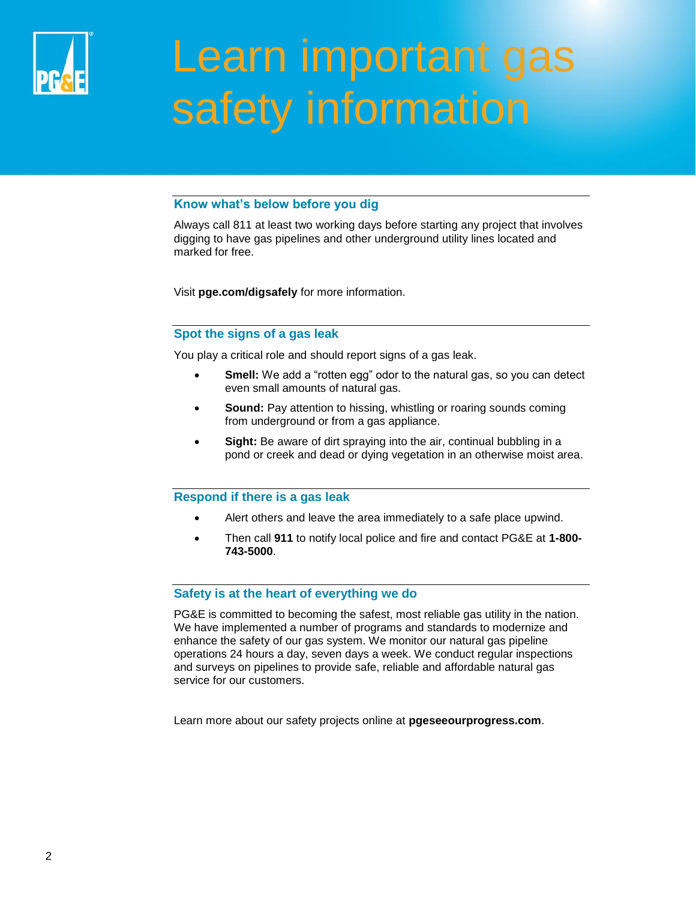# Learn important gas safety information

## Know what's below before you dig

Always call 811 at least two working days before starting any project that involves digging to have gas pipelines and other underground utility lines located and marked for free.

Visit **pge.com/digsafely** for more information.

## Spot the signs of a gas leak

You play a critical role and should report signs of a gas leak.

- **Smell:** We add a "rotten egg" odor to the natural gas, so you can detect even small amounts of natural gas.
- **Sound:** Pay attention to hissing, whistling or roaring sounds coming from underground or from a gas appliance.
- **Sight:** Be aware of dirt spraying into the air, continual bubbling in a pond or creek and dead or dying vegetation in an otherwise moist area.

## Respond if there is a gas leak

- Alert others and leave the area immediately to a safe place upwind.
- Then call **911** to notify local police and fire and contact PG&E at **1-800-743-5000**.

## Safety is at the heart of everything we do

PG&E is committed to becoming the safest, most reliable gas utility in the nation. We have implemented a number of programs and standards to modernize and enhance the safety of our gas system. We monitor our natural gas pipeline operations 24 hours a day, seven days a week. We conduct regular inspections and surveys on pipelines to provide safe, reliable and affordable natural gas service for our customers.

Learn more about our safety projects online at **pgeseeourprogress.com**.